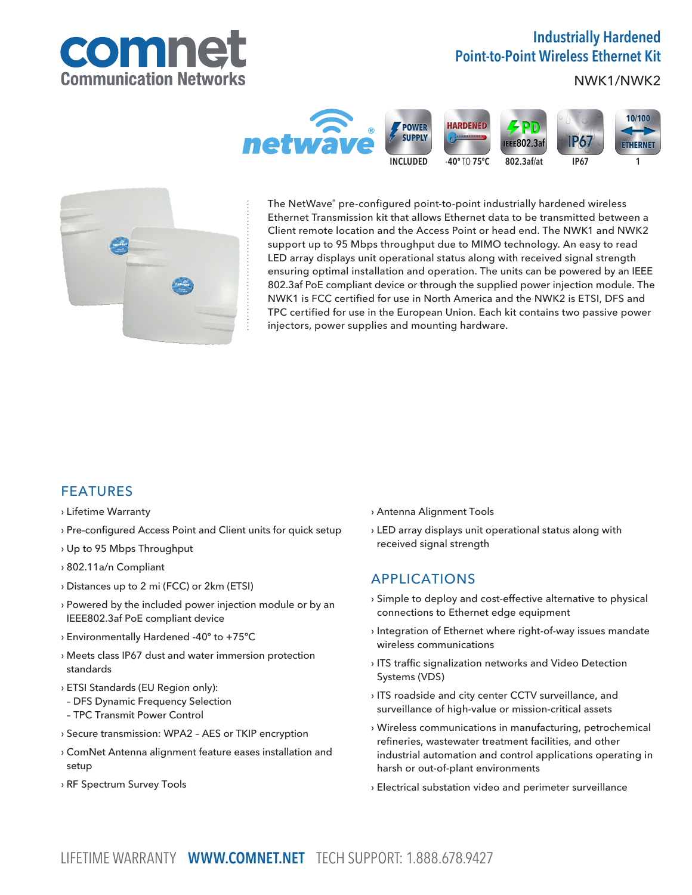# Industrially Hardened Point-to-Point Wireless Ethernet Kit

NWK1/NWK2

POWER SUPPLY INCLUDED | HARDENED -40° TO 75°C | PD IEEE802.3af 802.3af/at | IP67 | 10/100 ETHERNET 1

The NetWave® pre-configured point-to-point industrially hardened wireless Ethernet Transmission kit that allows Ethernet data to be transmitted between a Client remote location and the Access Point or head end. The NWK1 and NWK2 support up to 95 Mbps throughput due to MIMO technology. An easy to read LED array displays unit operational status along with received signal strength ensuring optimal installation and operation. The units can be powered by an IEEE 802.3af PoE compliant device or through the supplied power injection module. The NWK1 is FCC certified for use in North America and the NWK2 is ETSI, DFS and TPC certified for use in the European Union. Each kit contains two passive power injectors, power supplies and mounting hardware.

## FEATURES

- Lifetime Warranty
- Pre-configured Access Point and Client units for quick setup
- Up to 95 Mbps Throughput
- 802.11a/n Compliant
- Distances up to 2 mi (FCC) or 2km (ETSI)
- Powered by the included power injection module or by an IEEE802.3af PoE compliant device
- Environmentally Hardened -40° to +75°C
- Meets class IP67 dust and water immersion protection standards
- ETSI Standards (EU Region only):
  - DFS Dynamic Frequency Selection
  - TPC Transmit Power Control
- Secure transmission: WPA2 – AES or TKIP encryption
- ComNet Antenna alignment feature eases installation and setup
- RF Spectrum Survey Tools
- Antenna Alignment Tools
- LED array displays unit operational status along with received signal strength

## APPLICATIONS

- Simple to deploy and cost-effective alternative to physical connections to Ethernet edge equipment
- Integration of Ethernet where right-of-way issues mandate wireless communications
- ITS traffic signalization networks and Video Detection Systems (VDS)
- ITS roadside and city center CCTV surveillance, and surveillance of high-value or mission-critical assets
- Wireless communications in manufacturing, petrochemical refineries, wastewater treatment facilities, and other industrial automation and control applications operating in harsh or out-of-plant environments
- Electrical substation video and perimeter surveillance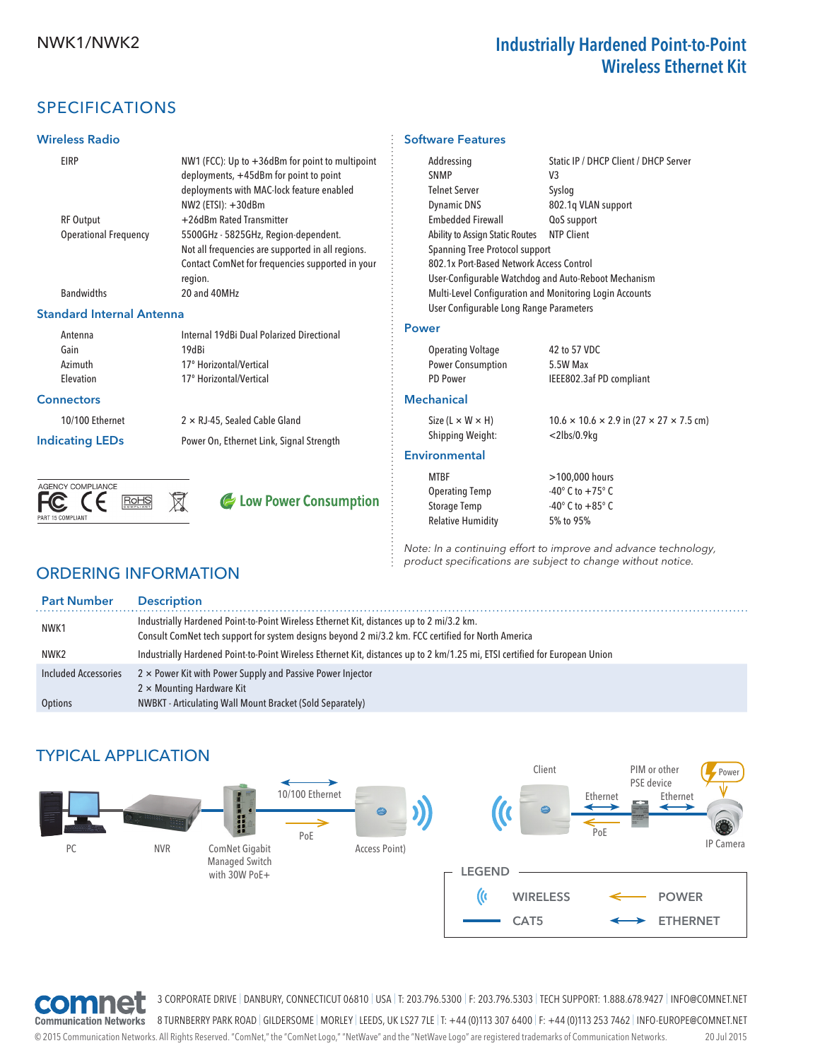NWK1/NWK2

# Industrially Hardened Point-to-Point Wireless Ethernet Kit

## SPECIFICATIONS

### Wireless Radio

| | |
|---|---|
| EIRP | NW1 (FCC): Up to +36dBm for point to multipoint deployments, +45dBm for point to point deployments with MAC-lock feature enabled<br>NW2 (ETSI): +30dBm |
| RF Output | +26dBm Rated Transmitter |
| Operational Frequency | 5500GHz - 5825GHz, Region-dependent. Not all frequencies are supported in all regions. Contact ComNet for frequencies supported in your region. |
| Bandwidths | 20 and 40MHz |

### Standard Internal Antenna

| | |
|---|---|
| Antenna | Internal 19dBi Dual Polarized Directional |
| Gain | 19dBi |
| Azimuth | 17° Horizontal/Vertical |
| Elevation | 17° Horizontal/Vertical |

### Connectors

| | |
|---|---|
| 10/100 Ethernet | 2 × RJ-45, Sealed Cable Gland |

### Indicating LEDs

Power On, Ethernet Link, Signal Strength

AGENCY COMPLIANCE
PART 15 COMPLIANT

Low Power Consumption

### Software Features

| | |
|---|---|
| Addressing | Static IP / DHCP Client / DHCP Server |
| SNMP | V3 |
| Telnet Server | Syslog |
| Dynamic DNS | 802.1q VLAN support |
| Embedded Firewall | QoS support |
| Ability to Assign Static Routes | NTP Client |

Spanning Tree Protocol support
802.1x Port-Based Network Access Control
User-Configurable Watchdog and Auto-Reboot Mechanism
Multi-Level Configuration and Monitoring Login Accounts
User Configurable Long Range Parameters

### Power

| | |
|---|---|
| Operating Voltage | 42 to 57 VDC |
| Power Consumption | 5.5W Max |
| PD Power | IEEE802.3af PD compliant |

### Mechanical

| | |
|---|---|
| Size (L × W × H) | 10.6 × 10.6 × 2.9 in (27 × 27 × 7.5 cm) |
| Shipping Weight: | <2lbs/0.9kg |

### Environmental

| | |
|---|---|
| MTBF | >100,000 hours |
| Operating Temp | -40° C to +75° C |
| Storage Temp | -40° C to +85° C |
| Relative Humidity | 5% to 95% |

*Note: In a continuing effort to improve and advance technology, product specifications are subject to change without notice.*

## ORDERING INFORMATION

| Part Number | Description |
|---|---|
| NWK1 | Industrially Hardened Point-to-Point Wireless Ethernet Kit, distances up to 2 mi/3.2 km.<br>Consult ComNet tech support for system designs beyond 2 mi/3.2 km. FCC certified for North America |
| NWK2 | Industrially Hardened Point-to-Point Wireless Ethernet Kit, distances up to 2 km/1.25 mi, ETSI certified for European Union |
| Included Accessories | 2 × Power Kit with Power Supply and Passive Power Injector<br>2 × Mounting Hardware Kit |
| Options | NWBKT - Articulating Wall Mount Bracket (Sold Separately) |

## TYPICAL APPLICATION

PC
NVR
ComNet Gigabit Managed Switch with 30W PoE+
10/100 Ethernet
PoE
Access Point)
Client
Ethernet
PoE
PIM or other PSE device
Ethernet
Power
IP Camera

LEGEND
WIRELESS
CAT5
POWER
ETHERNET

comnet Communication Networks

3 CORPORATE DRIVE | DANBURY, CONNECTICUT 06810 | USA | T: 203.796.5300 | F: 203.796.5303 | TECH SUPPORT: 1.888.678.9427 | INFO@COMNET.NET
8 TURNBERRY PARK ROAD | GILDERSOME | MORLEY | LEEDS, UK LS27 7LE | T: +44 (0)113 307 6400 | F: +44 (0)113 253 7462 | INFO-EUROPE@COMNET.NET
© 2015 Communication Networks. All Rights Reserved. "ComNet," the "ComNet Logo," "NetWave" and the "NetWave Logo" are registered trademarks of Communication Networks. 20 Jul 2015